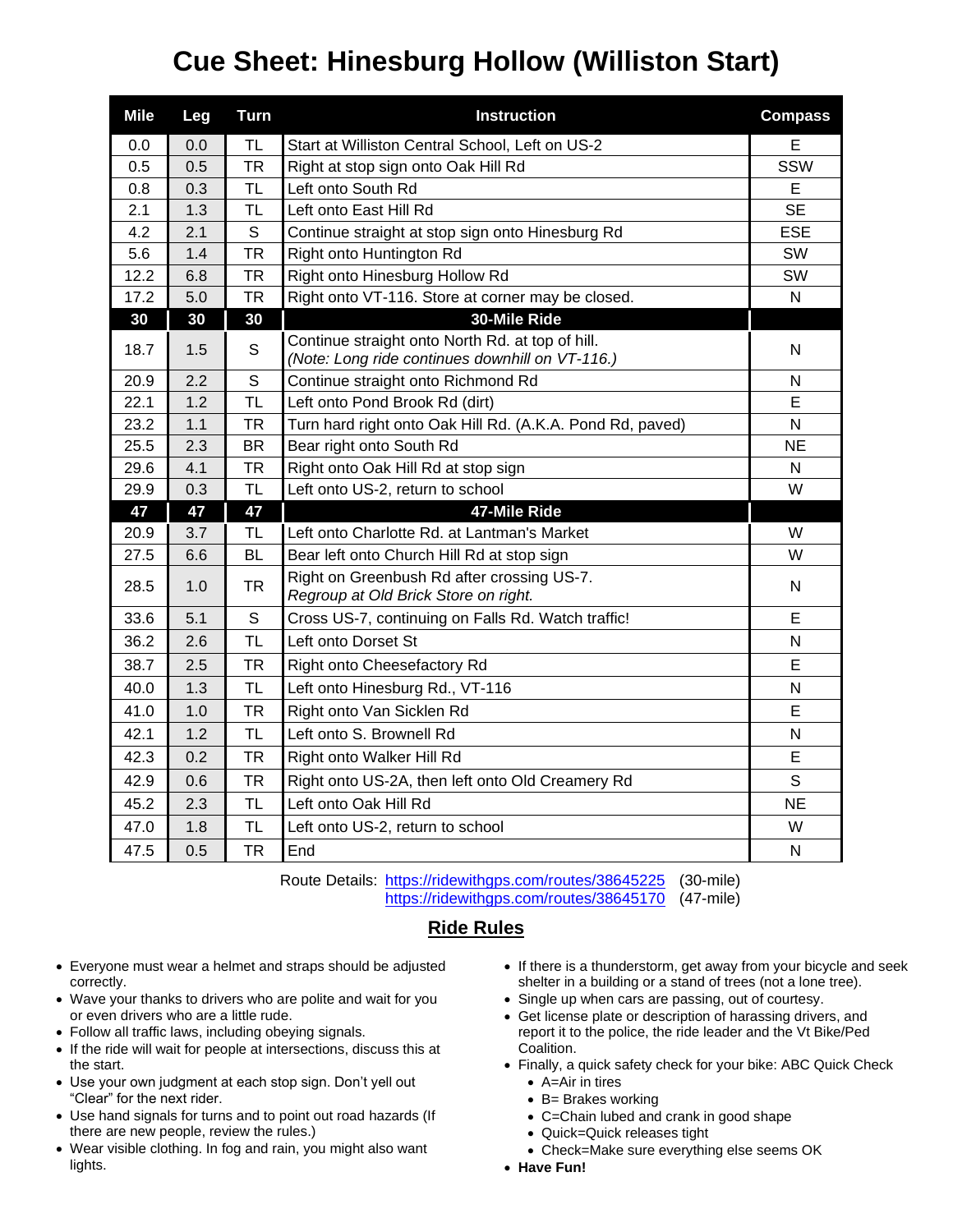# Cue Sheet: Hinesburg Hollow (Williston Start)

| Mile | Leg | Turn | Instruction | Compass |
|---|---|---|---|---|
| 0.0 | 0.0 | TL | Start at Williston Central School, Left on US-2 | E |
| 0.5 | 0.5 | TR | Right at stop sign onto Oak Hill Rd | SSW |
| 0.8 | 0.3 | TL | Left onto South Rd | E |
| 2.1 | 1.3 | TL | Left onto East Hill Rd | SE |
| 4.2 | 2.1 | S | Continue straight at stop sign onto Hinesburg Rd | ESE |
| 5.6 | 1.4 | TR | Right onto Huntington Rd | SW |
| 12.2 | 6.8 | TR | Right onto Hinesburg Hollow Rd | SW |
| 17.2 | 5.0 | TR | Right onto VT-116. Store at corner may be closed. | N |
| **30** | **30** | **30** | **30-Mile Ride** | |
| 18.7 | 1.5 | S | Continue straight onto North Rd. at top of hill. *(Note: Long ride continues downhill on VT-116.)* | N |
| 20.9 | 2.2 | S | Continue straight onto Richmond Rd | N |
| 22.1 | 1.2 | TL | Left onto Pond Brook Rd (dirt) | E |
| 23.2 | 1.1 | TR | Turn hard right onto Oak Hill Rd. (A.K.A. Pond Rd, paved) | N |
| 25.5 | 2.3 | BR | Bear right onto South Rd | NE |
| 29.6 | 4.1 | TR | Right onto Oak Hill Rd at stop sign | N |
| 29.9 | 0.3 | TL | Left onto US-2, return to school | W |
| **47** | **47** | **47** | **47-Mile Ride** | |
| 20.9 | 3.7 | TL | Left onto Charlotte Rd. at Lantman's Market | W |
| 27.5 | 6.6 | BL | Bear left onto Church Hill Rd at stop sign | W |
| 28.5 | 1.0 | TR | Right on Greenbush Rd after crossing US-7. *Regroup at Old Brick Store on right.* | N |
| 33.6 | 5.1 | S | Cross US-7, continuing on Falls Rd. Watch traffic! | E |
| 36.2 | 2.6 | TL | Left onto Dorset St | N |
| 38.7 | 2.5 | TR | Right onto Cheesefactory Rd | E |
| 40.0 | 1.3 | TL | Left onto Hinesburg Rd., VT-116 | N |
| 41.0 | 1.0 | TR | Right onto Van Sicklen Rd | E |
| 42.1 | 1.2 | TL | Left onto S. Brownell Rd | N |
| 42.3 | 0.2 | TR | Right onto Walker Hill Rd | E |
| 42.9 | 0.6 | TR | Right onto US-2A, then left onto Old Creamery Rd | S |
| 45.2 | 2.3 | TL | Left onto Oak Hill Rd | NE |
| 47.0 | 1.8 | TL | Left onto US-2, return to school | W |
| 47.5 | 0.5 | TR | End | N |

Route Details: https://ridewithgps.com/routes/38645225 (30-mile)
https://ridewithgps.com/routes/38645170 (47-mile)

## Ride Rules

- Everyone must wear a helmet and straps should be adjusted correctly.
- Wave your thanks to drivers who are polite and wait for you or even drivers who are a little rude.
- Follow all traffic laws, including obeying signals.
- If the ride will wait for people at intersections, discuss this at the start.
- Use your own judgment at each stop sign. Don't yell out "Clear" for the next rider.
- Use hand signals for turns and to point out road hazards (If there are new people, review the rules.)
- Wear visible clothing. In fog and rain, you might also want lights.
- If there is a thunderstorm, get away from your bicycle and seek shelter in a building or a stand of trees (not a lone tree).
- Single up when cars are passing, out of courtesy.
- Get license plate or description of harassing drivers, and report it to the police, the ride leader and the Vt Bike/Ped Coalition.
- Finally, a quick safety check for your bike: ABC Quick Check
  - A=Air in tires
  - B= Brakes working
  - C=Chain lubed and crank in good shape
  - Quick=Quick releases tight
  - Check=Make sure everything else seems OK
- **Have Fun!**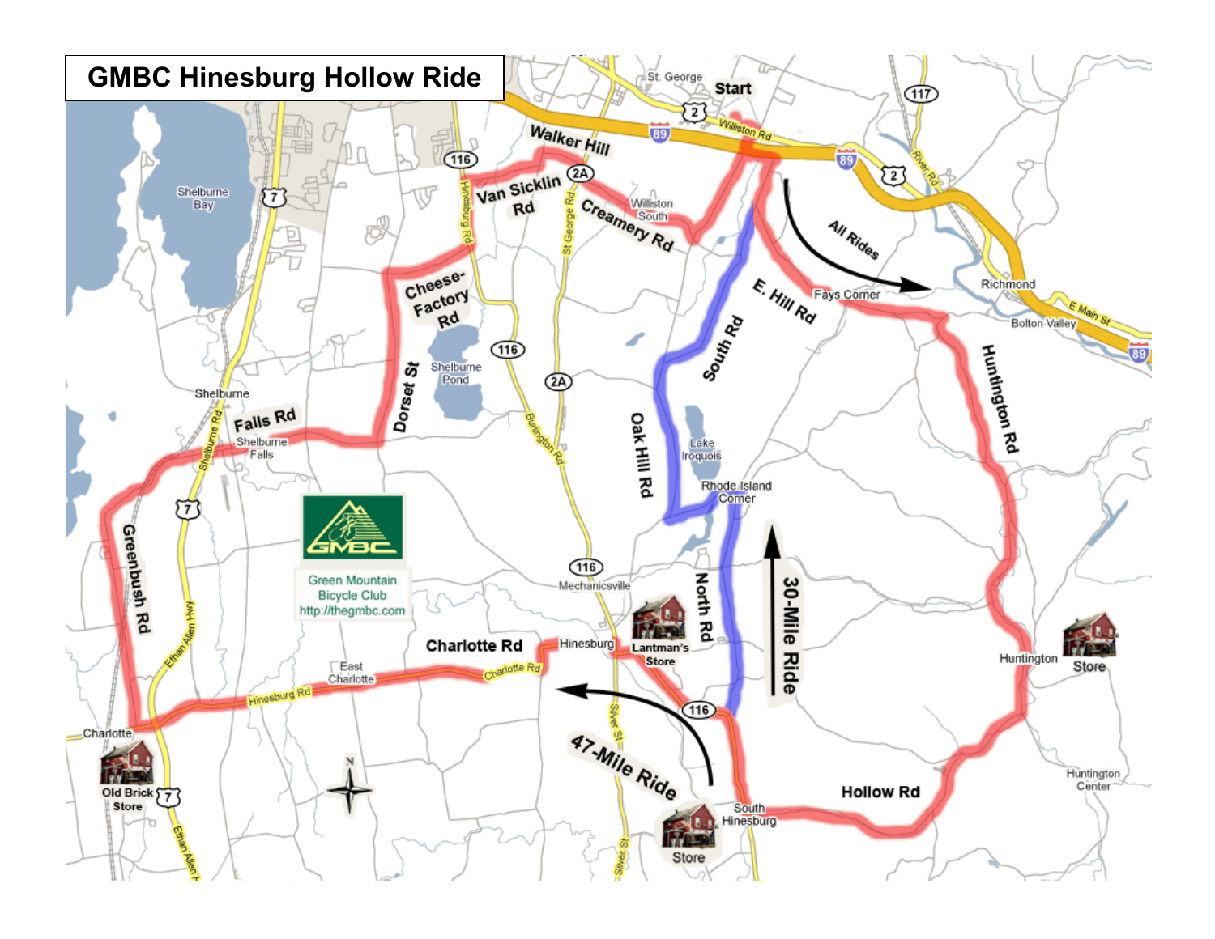# GMBC Hinesburg Hollow Ride

Start

Walker Hill

Van Sicklin Rd

Creamery Rd

Cheese-Factory Rd

Dorset St

Falls Rd

Greenbush Rd

Charlotte Rd

Hollow Rd

Huntington Rd

E. Hill Rd

South Rd

Oak Hill Rd

North Rd

All Rides

30-Mile Ride

47-Mile Ride

Fays Corner

Rhode Island Corner

Lantman's Store

Old Brick Store

Store

Store

Green Mountain Bicycle Club
http://thegmbc.com